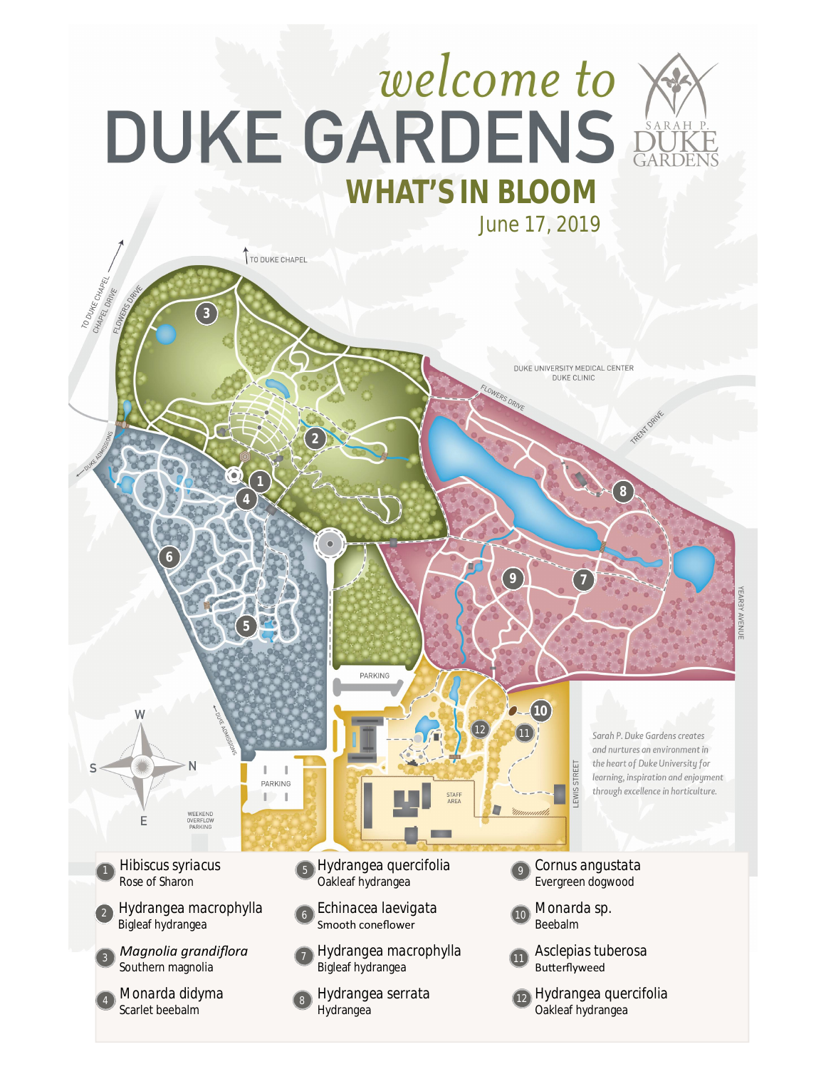# welcome to DUKE GARDENS

SARAH P. DUKE GARDENS

## WHAT'S IN BLOOM

June 17, 2019

TO DUKE CHAPEL

TO DUKE CHAPEL CHAPEL DRIVE

FLOWERS DRIVE

DUKE UNIVERSITY MEDICAL CENTER DUKE CLINIC

TRENT DRIVE

DUKE ADMISSIONS

PARKING

STAFF AREA

LEWIS STREET

YEARBY AVENUE

WEEKEND OVERFLOW PARKING

*Sarah P. Duke Gardens creates and nurtures an environment in the heart of Duke University for learning, inspiration and enjoyment through excellence in horticulture.*

1. Hibiscus syriacus — Rose of Sharon
2. Hydrangea macrophylla — Bigleaf hydrangea
3. *Magnolia grandiflora* — Southern magnolia
4. Monarda didyma — Scarlet beebalm
5. Hydrangea quercifolia — Oakleaf hydrangea
6. Echinacea laevigata — Smooth coneflower
7. Hydrangea macrophylla — Bigleaf hydrangea
8. Hydrangea serrata — Hydrangea
9. Cornus angustata — Evergreen dogwood
10. Monarda sp. — Beebalm
11. Asclepias tuberosa — Butterflyweed
12. Hydrangea quercifolia — Oakleaf hydrangea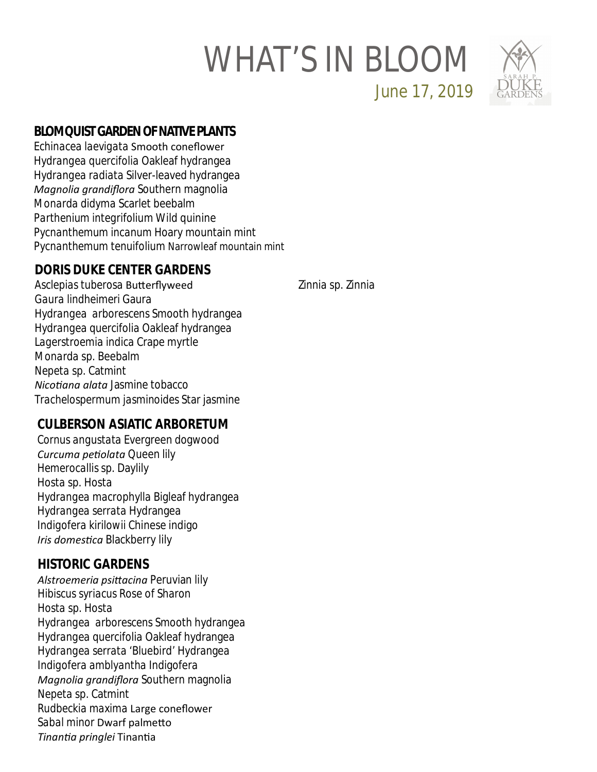# WHAT'S IN BLOOM

June 17, 2019

## BLOMQUIST GARDEN OF NATIVE PLANTS

Echinacea laevigata Smooth coneflower
Hydrangea quercifolia Oakleaf hydrangea
Hydrangea radiata Silver-leaved hydrangea
*Magnolia grandiflora* Southern magnolia
Monarda didyma Scarlet beebalm
Parthenium integrifolium Wild quinine
Pycnanthemum incanum Hoary mountain mint
Pycnanthemum tenuifolium Narrowleaf mountain mint

## DORIS DUKE CENTER GARDENS

Asclepias tuberosa Butterflyweed
Gaura lindheimeri Gaura
Hydrangea arborescens Smooth hydrangea
Hydrangea quercifolia Oakleaf hydrangea
Lagerstroemia indica Crape myrtle
Monarda sp. Beebalm
Nepeta sp. Catmint
*Nicotiana alata* Jasmine tobacco
Trachelospermum jasminoides Star jasmine
Zinnia sp. Zinnia

## CULBERSON ASIATIC ARBORETUM

Cornus angustata Evergreen dogwood
*Curcuma petiolata* Queen lily
Hemerocallis sp. Daylily
Hosta sp. Hosta
Hydrangea macrophylla Bigleaf hydrangea
Hydrangea serrata Hydrangea
Indigofera kirilowii Chinese indigo
*Iris domestica* Blackberry lily

## HISTORIC GARDENS

*Alstroemeria psittacina* Peruvian lily
Hibiscus syriacus Rose of Sharon
Hosta sp. Hosta
Hydrangea arborescens Smooth hydrangea
Hydrangea quercifolia Oakleaf hydrangea
Hydrangea serrata 'Bluebird' Hydrangea
Indigofera amblyantha Indigofera
*Magnolia grandiflora* Southern magnolia
Nepeta sp. Catmint
Rudbeckia maxima Large coneflower
Sabal minor Dwarf palmetto
*Tinantia pringlei* Tinantia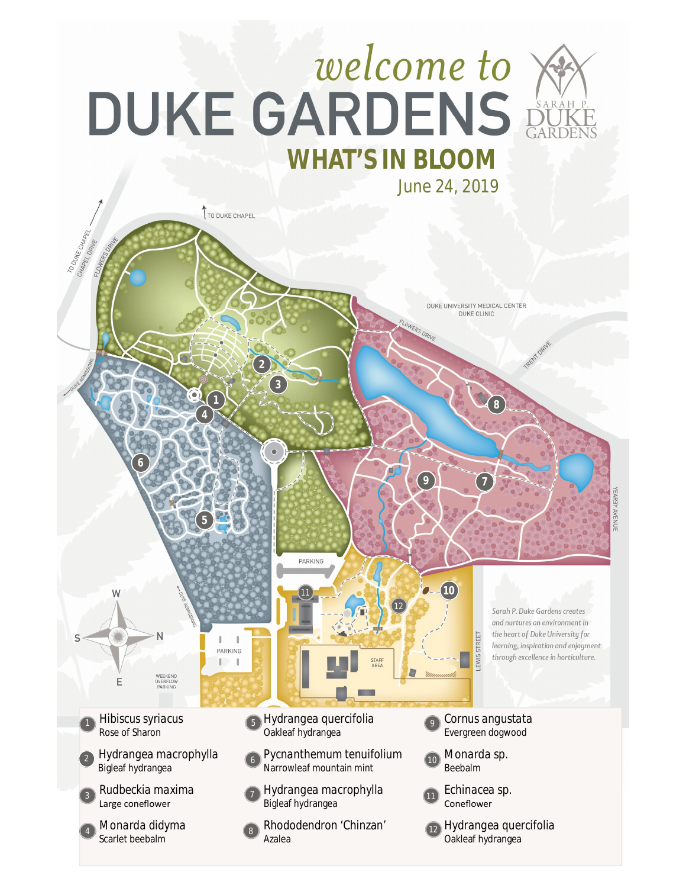# welcome to DUKE GARDENS

## WHAT'S IN BLOOM

June 24, 2019

*Sarah P. Duke Gardens creates and nurtures an environment in the heart of Duke University for learning, inspiration and enjoyment through excellence in horticulture.*

1. Hibiscus syriacus — Rose of Sharon
2. Hydrangea macrophylla — Bigleaf hydrangea
3. Rudbeckia maxima — Large coneflower
4. Monarda didyma — Scarlet beebalm
5. Hydrangea quercifolia — Oakleaf hydrangea
6. Pycnanthemum tenuifolium — Narrowleaf mountain mint
7. Hydrangea macrophylla — Bigleaf hydrangea
8. Rhododendron 'Chinzan' — Azalea
9. Cornus angustata — Evergreen dogwood
10. Monarda sp. — Beebalm
11. Echinacea sp. — Coneflower
12. Hydrangea quercifolia — Oakleaf hydrangea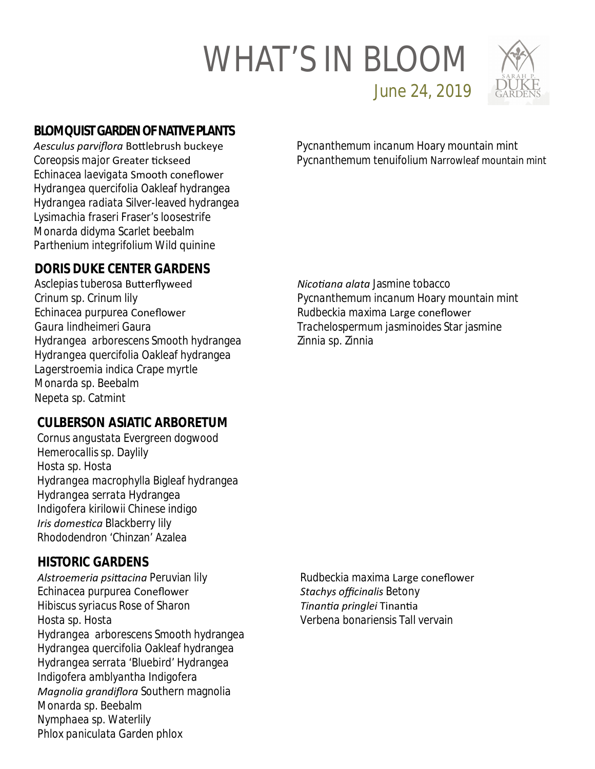# WHAT'S IN BLOOM

June 24, 2019

## BLOMQUIST GARDEN OF NATIVE PLANTS

*Aesculus parviflora* Bottlebrush buckeye
Coreopsis major Greater tickseed
Echinacea laevigata Smooth coneflower
Hydrangea quercifolia Oakleaf hydrangea
Hydrangea radiata Silver-leaved hydrangea
Lysimachia fraseri Fraser's loosestrife
Monarda didyma Scarlet beebalm
Parthenium integrifolium Wild quinine
Pycnanthemum incanum Hoary mountain mint
Pycnanthemum tenuifolium Narrowleaf mountain mint

## DORIS DUKE CENTER GARDENS

Asclepias tuberosa Butterflyweed
Crinum sp. Crinum lily
Echinacea purpurea Coneflower
Gaura lindheimeri Gaura
Hydrangea arborescens Smooth hydrangea
Hydrangea quercifolia Oakleaf hydrangea
Lagerstroemia indica Crape myrtle
Monarda sp. Beebalm
Nepeta sp. Catmint
*Nicotiana alata* Jasmine tobacco
Pycnanthemum incanum Hoary mountain mint
Rudbeckia maxima Large coneflower
Trachelospermum jasminoides Star jasmine
Zinnia sp. Zinnia

## CULBERSON ASIATIC ARBORETUM

Cornus angustata Evergreen dogwood
Hemerocallis sp. Daylily
Hosta sp. Hosta
Hydrangea macrophylla Bigleaf hydrangea
Hydrangea serrata Hydrangea
Indigofera kirilowii Chinese indigo
*Iris domestica* Blackberry lily
Rhododendron 'Chinzan' Azalea

## HISTORIC GARDENS

*Alstroemeria psittacina* Peruvian lily
Echinacea purpurea Coneflower
Hibiscus syriacus Rose of Sharon
Hosta sp. Hosta
Hydrangea arborescens Smooth hydrangea
Hydrangea quercifolia Oakleaf hydrangea
Hydrangea serrata 'Bluebird' Hydrangea
Indigofera amblyantha Indigofera
*Magnolia grandiflora* Southern magnolia
Monarda sp. Beebalm
Nymphaea sp. Waterlily
Phlox paniculata Garden phlox
Rudbeckia maxima Large coneflower
*Stachys officinalis* Betony
*Tinantia pringlei* Tinantia
Verbena bonariensis Tall vervain